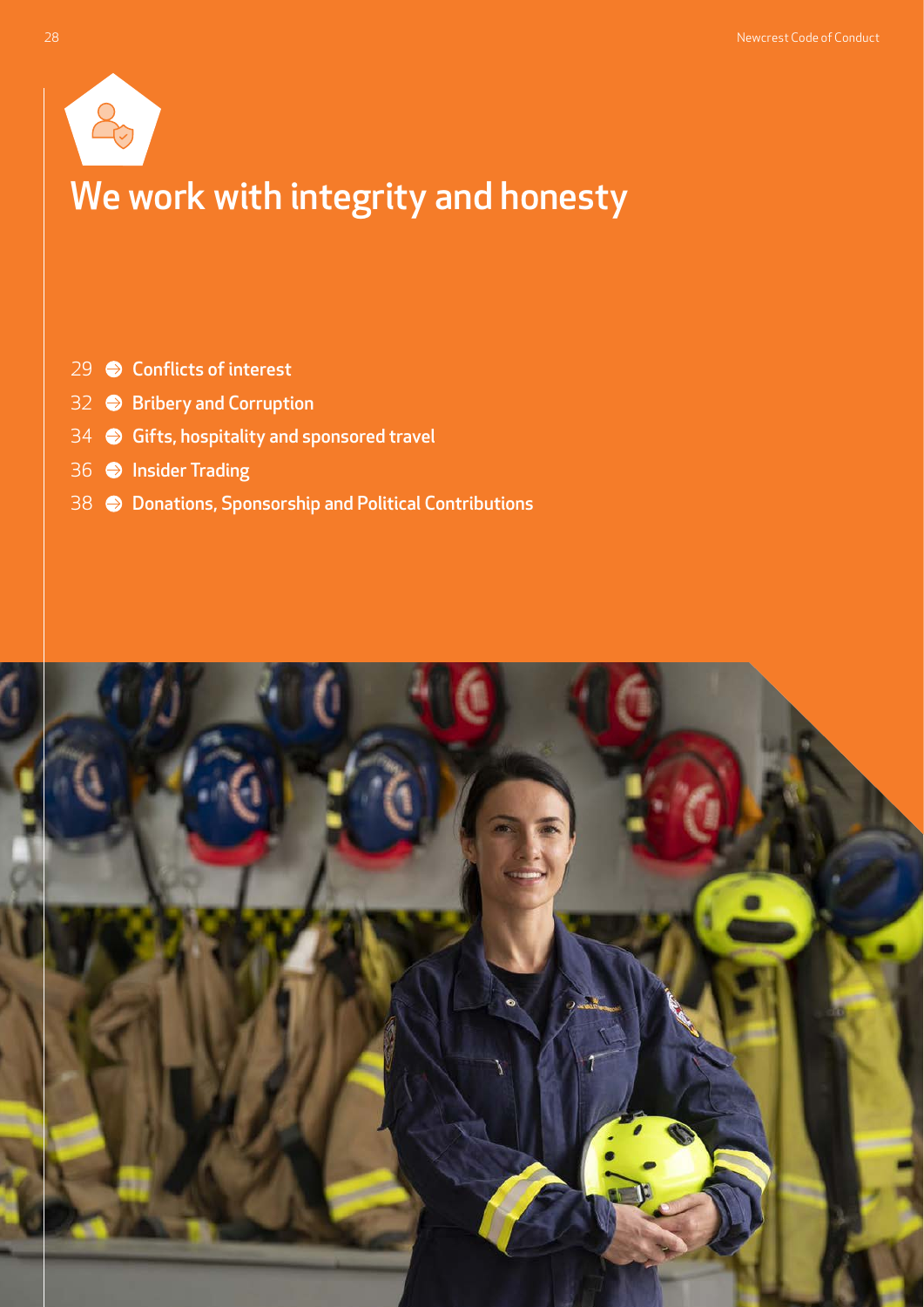# We work with integrity and honesty

- 29 Conflicts of interest
- 32 Bribery and Corruption
- 34 Gifts, hospitality and sponsored travel
- 36 Insider Trading
- 38 Donations, Sponsorship and Political Contributions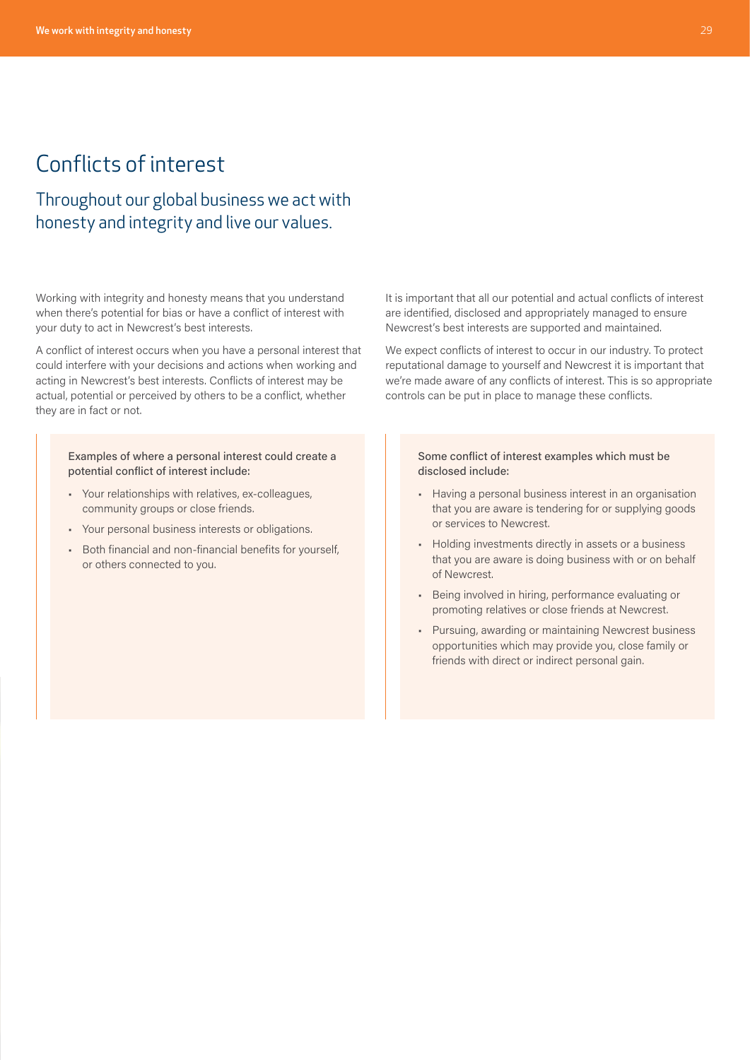# Conflicts of interest

## Throughout our global business we act with honesty and integrity and live our values.

Working with integrity and honesty means that you understand when there's potential for bias or have a conflict of interest with your duty to act in Newcrest's best interests.

A conflict of interest occurs when you have a personal interest that could interfere with your decisions and actions when working and acting in Newcrest's best interests. Conflicts of interest may be actual, potential or perceived by others to be a conflict, whether they are in fact or not.

It is important that all our potential and actual conflicts of interest are identified, disclosed and appropriately managed to ensure Newcrest's best interests are supported and maintained.

We expect conflicts of interest to occur in our industry. To protect reputational damage to yourself and Newcrest it is important that we're made aware of any conflicts of interest. This is so appropriate controls can be put in place to manage these conflicts.

Examples of where a personal interest could create a potential conflict of interest include:

- Your relationships with relatives, ex-colleagues, community groups or close friends.
- Your personal business interests or obligations.
- Both financial and non-financial benefits for yourself, or others connected to you.

Some conflict of interest examples which must be disclosed include:

- Having a personal business interest in an organisation that you are aware is tendering for or supplying goods or services to Newcrest.
- Holding investments directly in assets or a business that you are aware is doing business with or on behalf of Newcrest.
- Being involved in hiring, performance evaluating or promoting relatives or close friends at Newcrest.
- Pursuing, awarding or maintaining Newcrest business opportunities which may provide you, close family or friends with direct or indirect personal gain.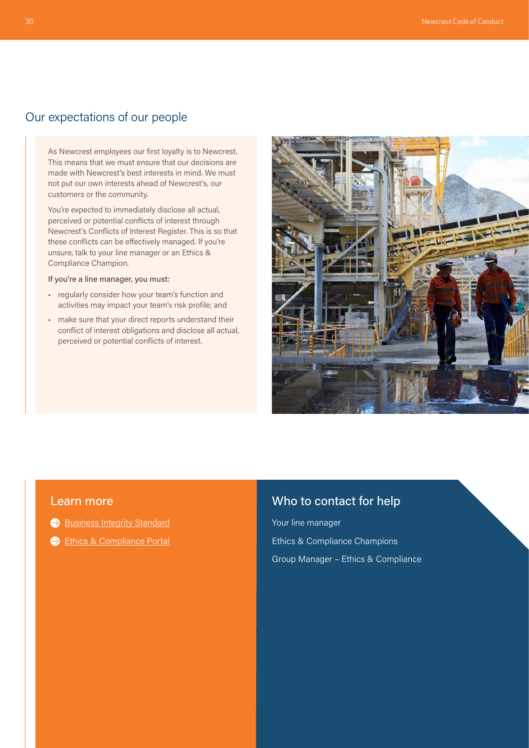## Our expectations of our people

As Newcrest employees our first loyalty is to Newcrest. This means that we must ensure that our decisions are made with Newcrest's best interests in mind. We must not put our own interests ahead of Newcrest's, our customers or the community.

You're expected to immediately disclose all actual, perceived or potential conflicts of interest through Newcrest's Conflicts of Interest Register. This is so that these conflicts can be effectively managed. If you're unsure, talk to your line manager or an Ethics & Compliance Champion.

If you're a line manager, you must:

- regularly consider how your team's function and activities may impact your team's risk profile; and
- make sure that your direct reports understand their conflict of interest obligations and disclose all actual, perceived or potential conflicts of interest.

## Learn more

- Business Integrity Standard
- Ethics & Compliance Portal

## Who to contact for help

Your line manager

Ethics & Compliance Champions

Group Manager – Ethics & Compliance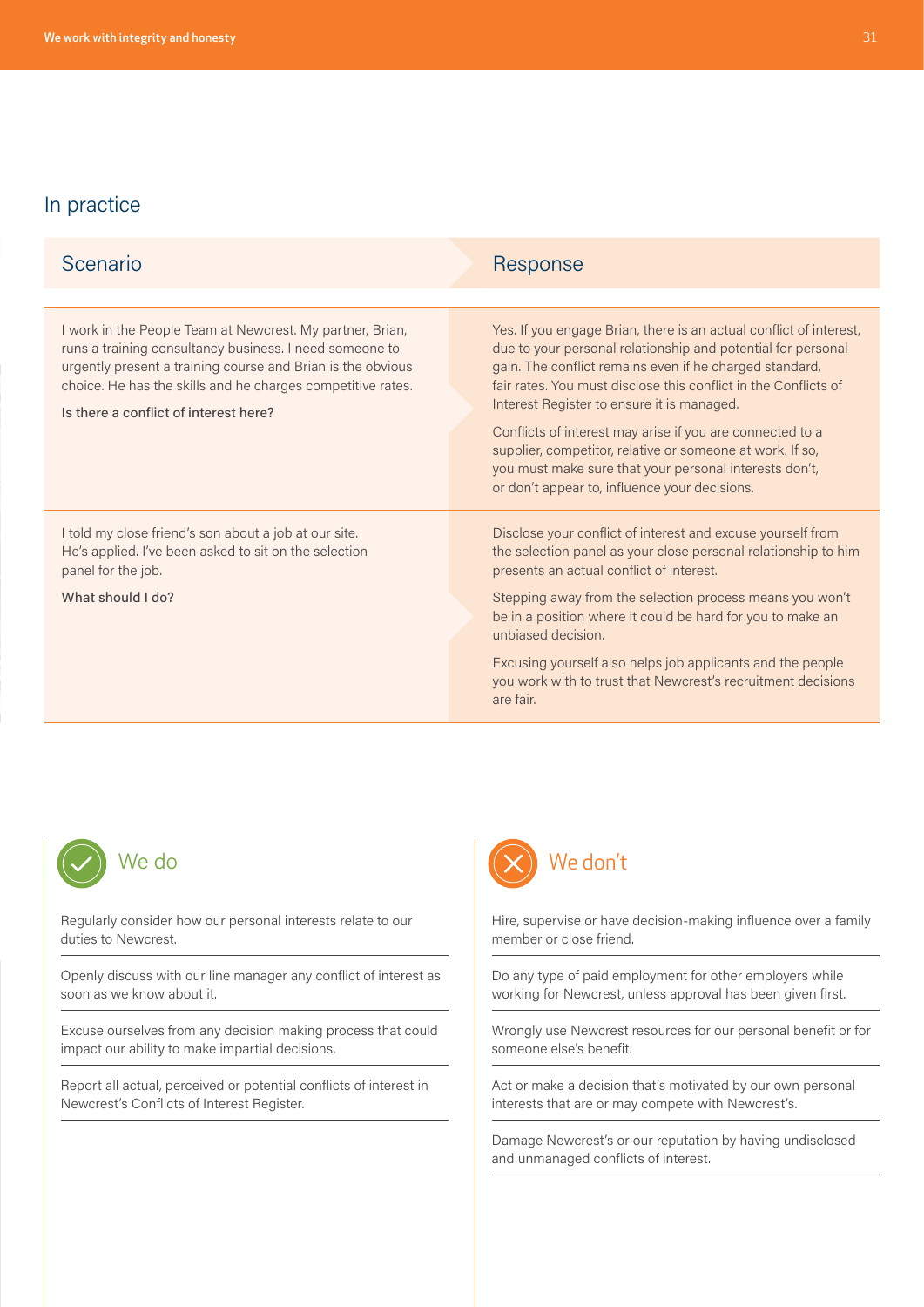## In practice

| Scenario | Response |
| --- | --- |
| I work in the People Team at Newcrest. My partner, Brian, runs a training consultancy business. I need someone to urgently present a training course and Brian is the obvious choice. He has the skills and he charges competitive rates.<br><br>Is there a conflict of interest here? | Yes. If you engage Brian, there is an actual conflict of interest, due to your personal relationship and potential for personal gain. The conflict remains even if he charged standard, fair rates. You must disclose this conflict in the Conflicts of Interest Register to ensure it is managed.<br><br>Conflicts of interest may arise if you are connected to a supplier, competitor, relative or someone at work. If so, you must make sure that your personal interests don't, or don't appear to, influence your decisions. |
| I told my close friend's son about a job at our site. He's applied. I've been asked to sit on the selection panel for the job.<br><br>What should I do? | Disclose your conflict of interest and excuse yourself from the selection panel as your close personal relationship to him presents an actual conflict of interest.<br><br>Stepping away from the selection process means you won't be in a position where it could be hard for you to make an unbiased decision.<br><br>Excusing yourself also helps job applicants and the people you work with to trust that Newcrest's recruitment decisions are fair. |

### We do

- Regularly consider how our personal interests relate to our duties to Newcrest.
- Openly discuss with our line manager any conflict of interest as soon as we know about it.
- Excuse ourselves from any decision making process that could impact our ability to make impartial decisions.
- Report all actual, perceived or potential conflicts of interest in Newcrest's Conflicts of Interest Register.

### We don't

- Hire, supervise or have decision-making influence over a family member or close friend.
- Do any type of paid employment for other employers while working for Newcrest, unless approval has been given first.
- Wrongly use Newcrest resources for our personal benefit or for someone else's benefit.
- Act or make a decision that's motivated by our own personal interests that are or may compete with Newcrest's.
- Damage Newcrest's or our reputation by having undisclosed and unmanaged conflicts of interest.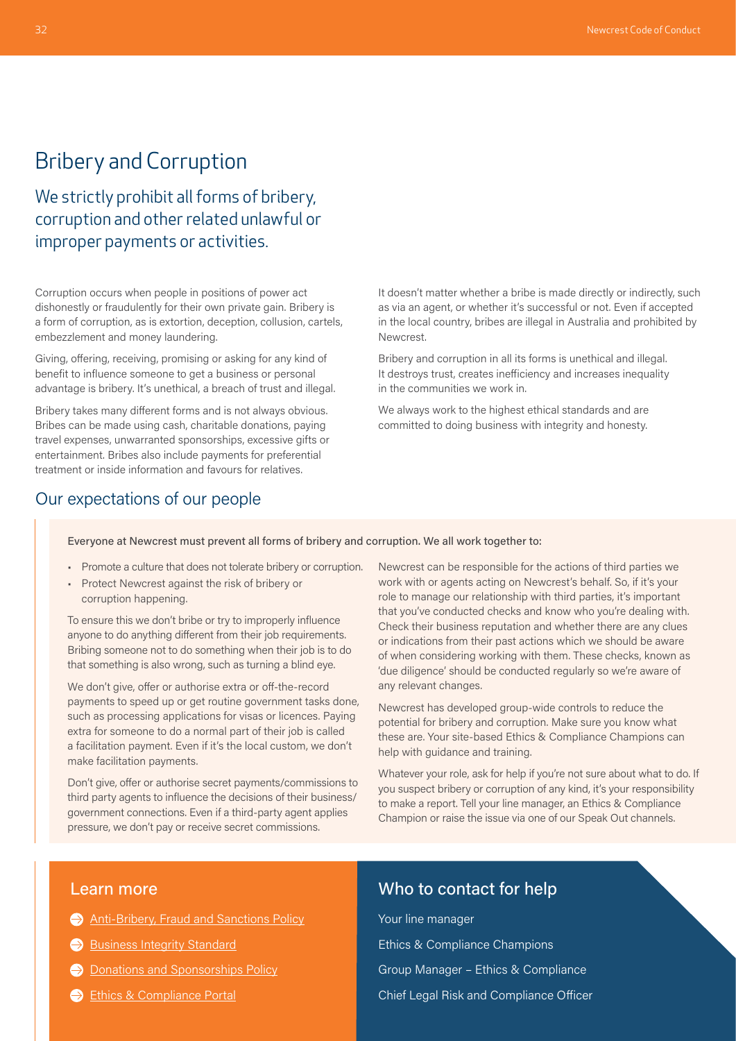# Bribery and Corruption

## We strictly prohibit all forms of bribery, corruption and other related unlawful or improper payments or activities.

Corruption occurs when people in positions of power act dishonestly or fraudulently for their own private gain. Bribery is a form of corruption, as is extortion, deception, collusion, cartels, embezzlement and money laundering.

Giving, offering, receiving, promising or asking for any kind of benefit to influence someone to get a business or personal advantage is bribery. It's unethical, a breach of trust and illegal.

Bribery takes many different forms and is not always obvious. Bribes can be made using cash, charitable donations, paying travel expenses, unwarranted sponsorships, excessive gifts or entertainment. Bribes also include payments for preferential treatment or inside information and favours for relatives.

It doesn't matter whether a bribe is made directly or indirectly, such as via an agent, or whether it's successful or not. Even if accepted in the local country, bribes are illegal in Australia and prohibited by Newcrest.

Bribery and corruption in all its forms is unethical and illegal. It destroys trust, creates inefficiency and increases inequality in the communities we work in.

We always work to the highest ethical standards and are committed to doing business with integrity and honesty.

## Our expectations of our people

Everyone at Newcrest must prevent all forms of bribery and corruption. We all work together to:

- Promote a culture that does not tolerate bribery or corruption.
- Protect Newcrest against the risk of bribery or corruption happening.

To ensure this we don't bribe or try to improperly influence anyone to do anything different from their job requirements. Bribing someone not to do something when their job is to do that something is also wrong, such as turning a blind eye.

We don't give, offer or authorise extra or off-the-record payments to speed up or get routine government tasks done, such as processing applications for visas or licences. Paying extra for someone to do a normal part of their job is called a facilitation payment. Even if it's the local custom, we don't make facilitation payments.

Don't give, offer or authorise secret payments/commissions to third party agents to influence the decisions of their business/government connections. Even if a third-party agent applies pressure, we don't pay or receive secret commissions.

Newcrest can be responsible for the actions of third parties we work with or agents acting on Newcrest's behalf. So, if it's your role to manage our relationship with third parties, it's important that you've conducted checks and know who you're dealing with. Check their business reputation and whether there are any clues or indications from their past actions which we should be aware of when considering working with them. These checks, known as 'due diligence' should be conducted regularly so we're aware of any relevant changes.

Newcrest has developed group-wide controls to reduce the potential for bribery and corruption. Make sure you know what these are. Your site-based Ethics & Compliance Champions can help with guidance and training.

Whatever your role, ask for help if you're not sure about what to do. If you suspect bribery or corruption of any kind, it's your responsibility to make a report. Tell your line manager, an Ethics & Compliance Champion or raise the issue via one of our Speak Out channels.

## Learn more

- Anti-Bribery, Fraud and Sanctions Policy
- Business Integrity Standard
- Donations and Sponsorships Policy
- Ethics & Compliance Portal

## Who to contact for help

Your line manager

Ethics & Compliance Champions

Group Manager – Ethics & Compliance

Chief Legal Risk and Compliance Officer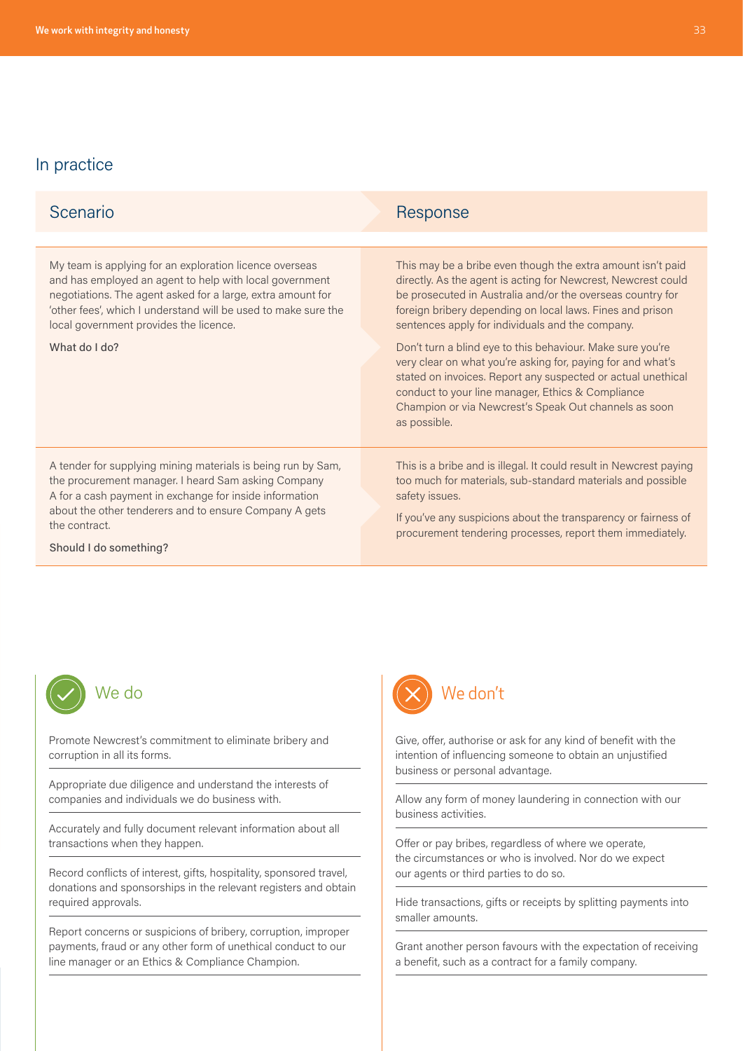## In practice

| Scenario | Response |
| --- | --- |
| My team is applying for an exploration licence overseas and has employed an agent to help with local government negotiations. The agent asked for a large, extra amount for 'other fees', which I understand will be used to make sure the local government provides the licence.<br><br>What do I do? | This may be a bribe even though the extra amount isn't paid directly. As the agent is acting for Newcrest, Newcrest could be prosecuted in Australia and/or the overseas country for foreign bribery depending on local laws. Fines and prison sentences apply for individuals and the company.<br><br>Don't turn a blind eye to this behaviour. Make sure you're very clear on what you're asking for, paying for and what's stated on invoices. Report any suspected or actual unethical conduct to your line manager, Ethics & Compliance Champion or via Newcrest's Speak Out channels as soon as possible. |
| A tender for supplying mining materials is being run by Sam, the procurement manager. I heard Sam asking Company A for a cash payment in exchange for inside information about the other tenderers and to ensure Company A gets the contract.<br><br>Should I do something? | This is a bribe and is illegal. It could result in Newcrest paying too much for materials, sub-standard materials and possible safety issues.<br><br>If you've any suspicions about the transparency or fairness of procurement tendering processes, report them immediately. |

### We do

- Promote Newcrest's commitment to eliminate bribery and corruption in all its forms.
- Appropriate due diligence and understand the interests of companies and individuals we do business with.
- Accurately and fully document relevant information about all transactions when they happen.
- Record conflicts of interest, gifts, hospitality, sponsored travel, donations and sponsorships in the relevant registers and obtain required approvals.
- Report concerns or suspicions of bribery, corruption, improper payments, fraud or any other form of unethical conduct to our line manager or an Ethics & Compliance Champion.

### We don't

- Give, offer, authorise or ask for any kind of benefit with the intention of influencing someone to obtain an unjustified business or personal advantage.
- Allow any form of money laundering in connection with our business activities.
- Offer or pay bribes, regardless of where we operate, the circumstances or who is involved. Nor do we expect our agents or third parties to do so.
- Hide transactions, gifts or receipts by splitting payments into smaller amounts.
- Grant another person favours with the expectation of receiving a benefit, such as a contract for a family company.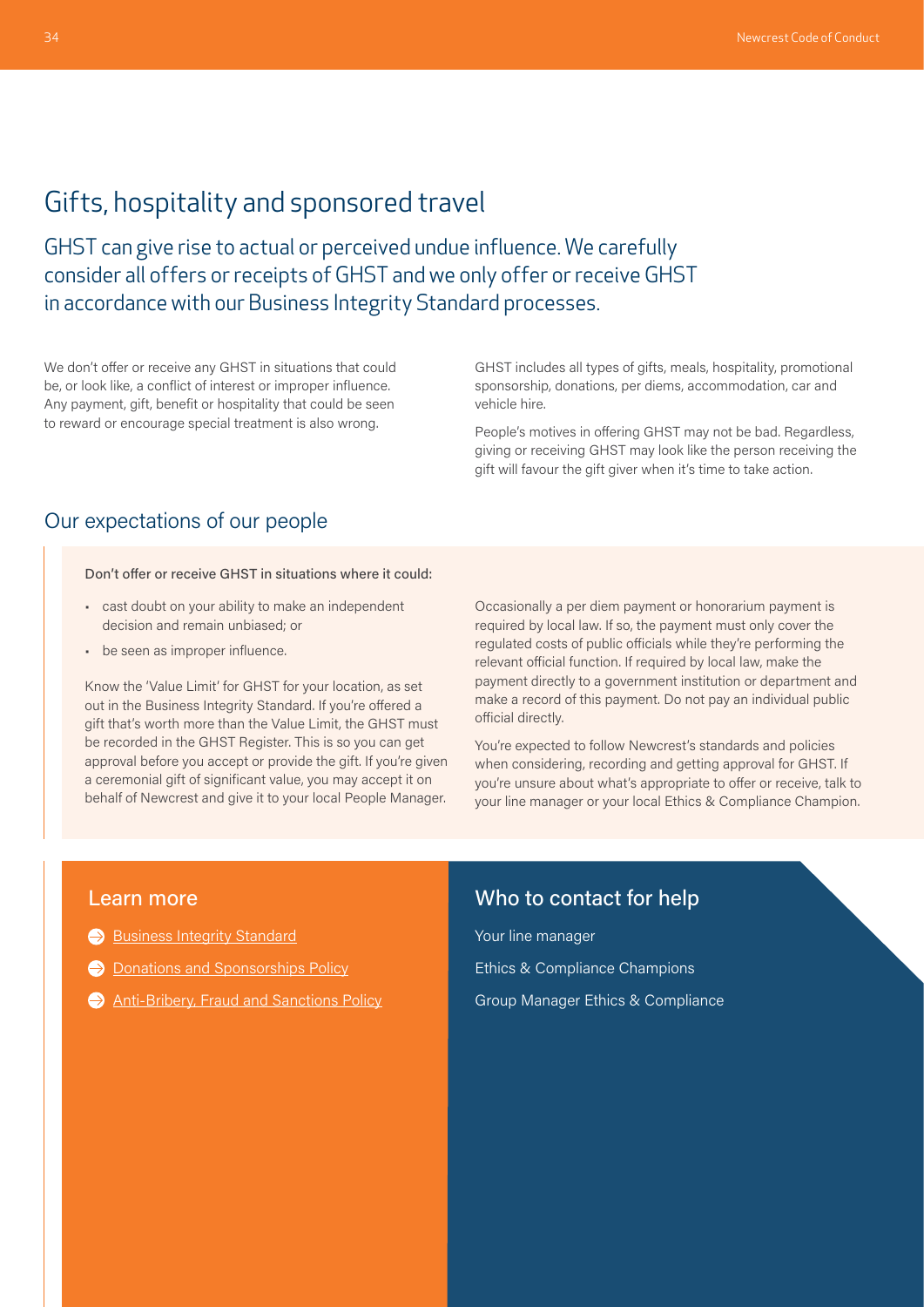# Gifts, hospitality and sponsored travel

## GHST can give rise to actual or perceived undue influence. We carefully consider all offers or receipts of GHST and we only offer or receive GHST in accordance with our Business Integrity Standard processes.

We don't offer or receive any GHST in situations that could be, or look like, a conflict of interest or improper influence. Any payment, gift, benefit or hospitality that could be seen to reward or encourage special treatment is also wrong.

GHST includes all types of gifts, meals, hospitality, promotional sponsorship, donations, per diems, accommodation, car and vehicle hire.

People's motives in offering GHST may not be bad. Regardless, giving or receiving GHST may look like the person receiving the gift will favour the gift giver when it's time to take action.

## Our expectations of our people

Don't offer or receive GHST in situations where it could:

- cast doubt on your ability to make an independent decision and remain unbiased; or
- be seen as improper influence.

Know the 'Value Limit' for GHST for your location, as set out in the Business Integrity Standard. If you're offered a gift that's worth more than the Value Limit, the GHST must be recorded in the GHST Register. This is so you can get approval before you accept or provide the gift. If you're given a ceremonial gift of significant value, you may accept it on behalf of Newcrest and give it to your local People Manager.

Occasionally a per diem payment or honorarium payment is required by local law. If so, the payment must only cover the regulated costs of public officials while they're performing the relevant official function. If required by local law, make the payment directly to a government institution or department and make a record of this payment. Do not pay an individual public official directly.

You're expected to follow Newcrest's standards and policies when considering, recording and getting approval for GHST. If you're unsure about what's appropriate to offer or receive, talk to your line manager or your local Ethics & Compliance Champion.

## Learn more

- Business Integrity Standard
- Donations and Sponsorships Policy
- Anti-Bribery, Fraud and Sanctions Policy

## Who to contact for help

Your line manager

Ethics & Compliance Champions

Group Manager Ethics & Compliance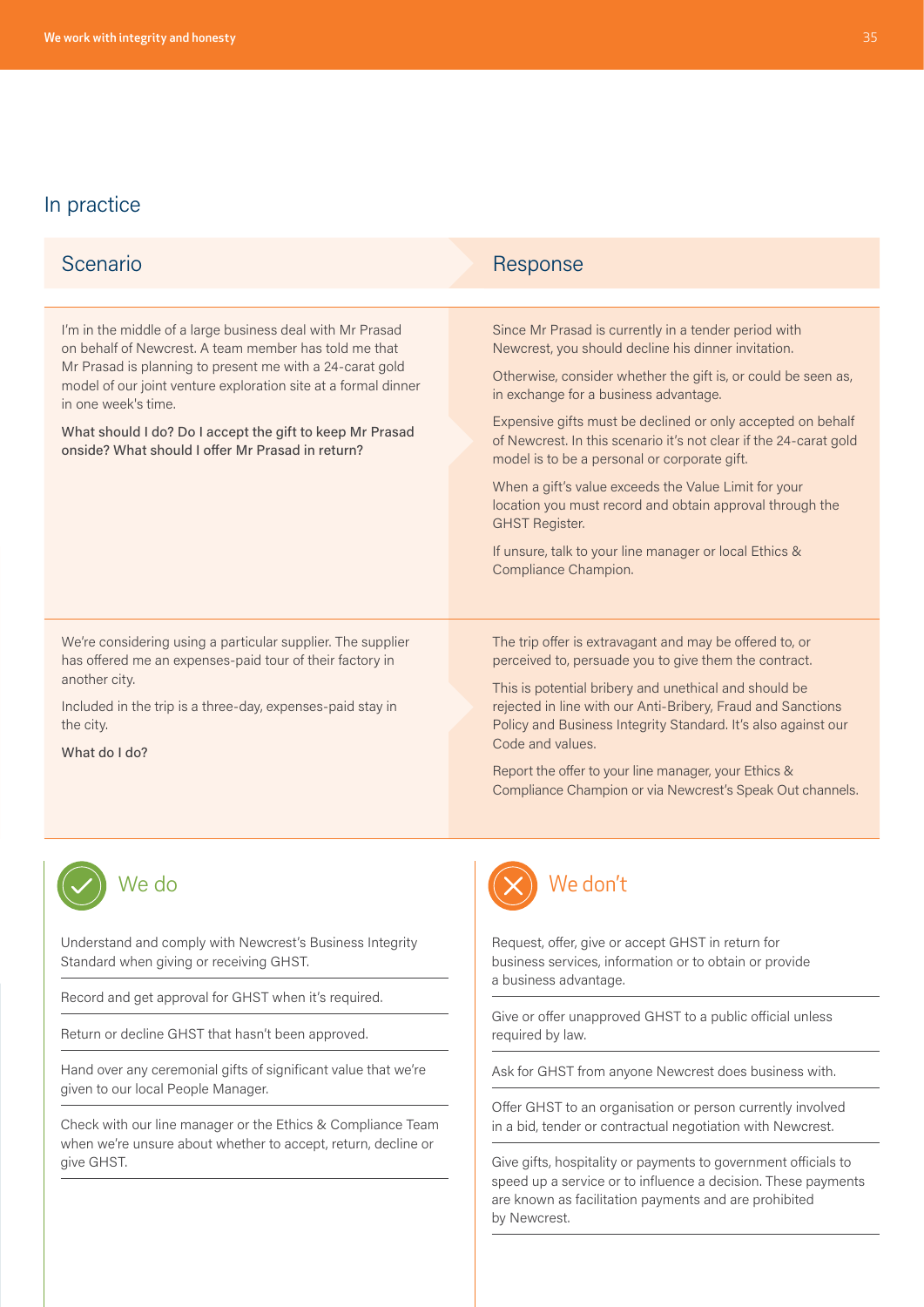## In practice

| Scenario | Response |
| --- | --- |
| I'm in the middle of a large business deal with Mr Prasad on behalf of Newcrest. A team member has told me that Mr Prasad is planning to present me with a 24-carat gold model of our joint venture exploration site at a formal dinner in one week's time.<br><br>What should I do? Do I accept the gift to keep Mr Prasad onside? What should I offer Mr Prasad in return? | Since Mr Prasad is currently in a tender period with Newcrest, you should decline his dinner invitation.<br><br>Otherwise, consider whether the gift is, or could be seen as, in exchange for a business advantage.<br><br>Expensive gifts must be declined or only accepted on behalf of Newcrest. In this scenario it's not clear if the 24-carat gold model is to be a personal or corporate gift.<br><br>When a gift's value exceeds the Value Limit for your location you must record and obtain approval through the GHST Register.<br><br>If unsure, talk to your line manager or local Ethics & Compliance Champion. |
| We're considering using a particular supplier. The supplier has offered me an expenses-paid tour of their factory in another city.<br><br>Included in the trip is a three-day, expenses-paid stay in the city.<br><br>What do I do? | The trip offer is extravagant and may be offered to, or perceived to, persuade you to give them the contract.<br><br>This is potential bribery and unethical and should be rejected in line with our Anti-Bribery, Fraud and Sanctions Policy and Business Integrity Standard. It's also against our Code and values.<br><br>Report the offer to your line manager, your Ethics & Compliance Champion or via Newcrest's Speak Out channels. |

### We do

- Understand and comply with Newcrest's Business Integrity Standard when giving or receiving GHST.
- Record and get approval for GHST when it's required.
- Return or decline GHST that hasn't been approved.
- Hand over any ceremonial gifts of significant value that we're given to our local People Manager.
- Check with our line manager or the Ethics & Compliance Team when we're unsure about whether to accept, return, decline or give GHST.

### We don't

- Request, offer, give or accept GHST in return for business services, information or to obtain or provide a business advantage.
- Give or offer unapproved GHST to a public official unless required by law.
- Ask for GHST from anyone Newcrest does business with.
- Offer GHST to an organisation or person currently involved in a bid, tender or contractual negotiation with Newcrest.
- Give gifts, hospitality or payments to government officials to speed up a service or to influence a decision. These payments are known as facilitation payments and are prohibited by Newcrest.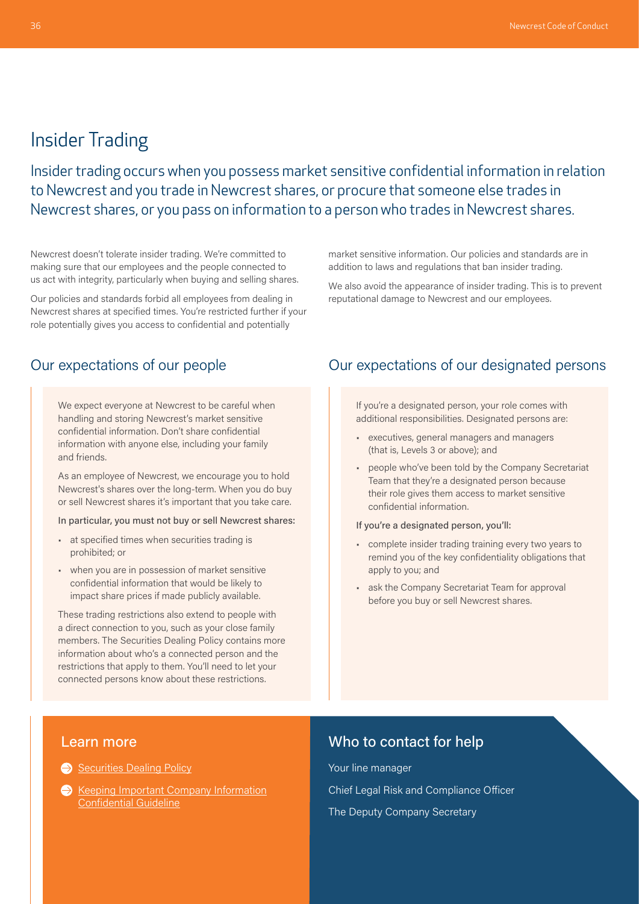# Insider Trading

Insider trading occurs when you possess market sensitive confidential information in relation to Newcrest and you trade in Newcrest shares, or procure that someone else trades in Newcrest shares, or you pass on information to a person who trades in Newcrest shares.

Newcrest doesn't tolerate insider trading. We're committed to making sure that our employees and the people connected to us act with integrity, particularly when buying and selling shares.

Our policies and standards forbid all employees from dealing in Newcrest shares at specified times. You're restricted further if your role potentially gives you access to confidential and potentially market sensitive information. Our policies and standards are in addition to laws and regulations that ban insider trading.

We also avoid the appearance of insider trading. This is to prevent reputational damage to Newcrest and our employees.

## Our expectations of our people

We expect everyone at Newcrest to be careful when handling and storing Newcrest's market sensitive confidential information. Don't share confidential information with anyone else, including your family and friends.

As an employee of Newcrest, we encourage you to hold Newcrest's shares over the long-term. When you do buy or sell Newcrest shares it's important that you take care.

In particular, you must not buy or sell Newcrest shares:

- at specified times when securities trading is prohibited; or
- when you are in possession of market sensitive confidential information that would be likely to impact share prices if made publicly available.

These trading restrictions also extend to people with a direct connection to you, such as your close family members. The Securities Dealing Policy contains more information about who's a connected person and the restrictions that apply to them. You'll need to let your connected persons know about these restrictions.

## Our expectations of our designated persons

If you're a designated person, your role comes with additional responsibilities. Designated persons are:

- executives, general managers and managers (that is, Levels 3 or above); and
- people who've been told by the Company Secretariat Team that they're a designated person because their role gives them access to market sensitive confidential information.

If you're a designated person, you'll:

- complete insider trading training every two years to remind you of the key confidentiality obligations that apply to you; and
- ask the Company Secretariat Team for approval before you buy or sell Newcrest shares.

## Learn more

- Securities Dealing Policy
- Keeping Important Company Information Confidential Guideline

## Who to contact for help

Your line manager

Chief Legal Risk and Compliance Officer

The Deputy Company Secretary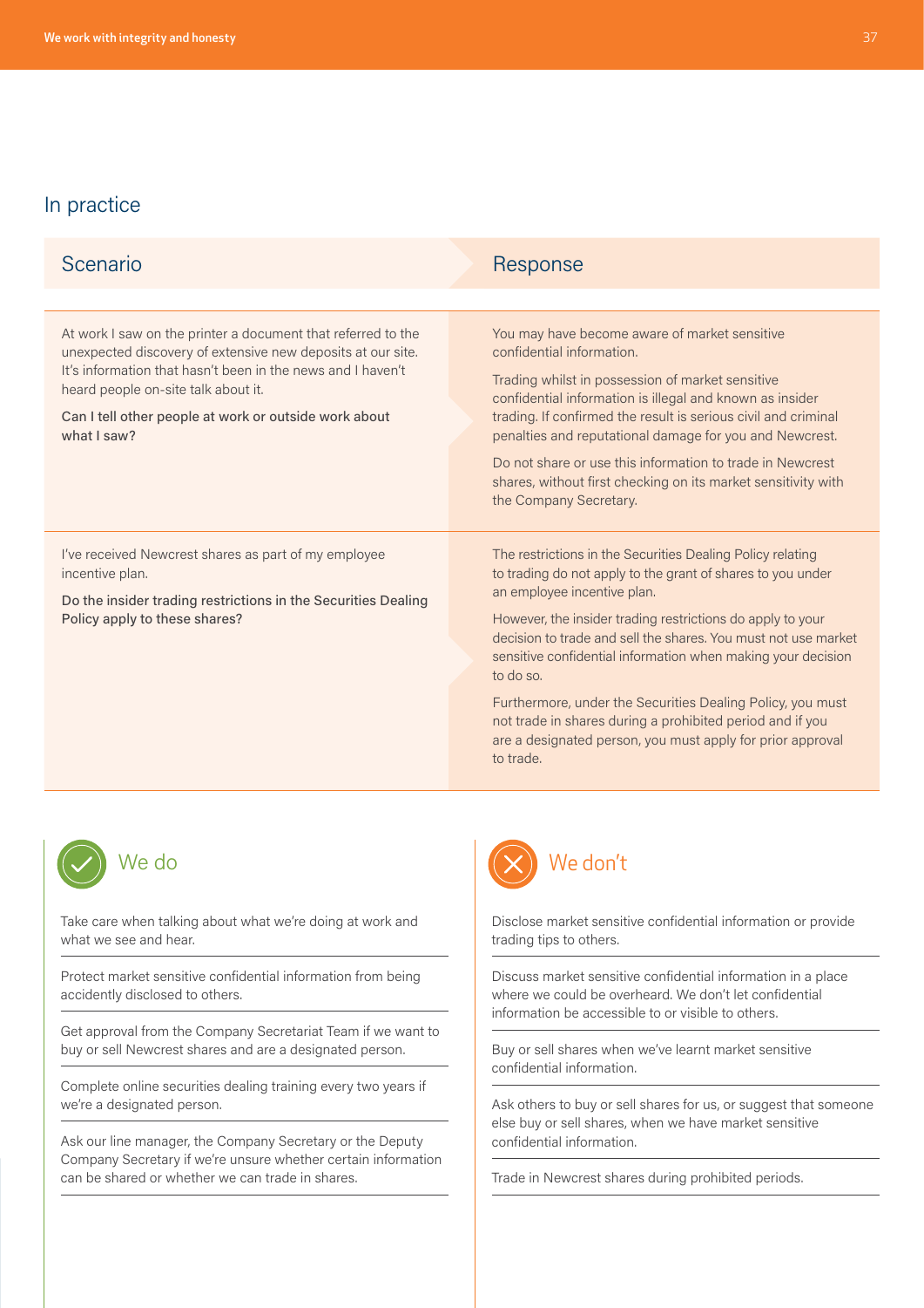## In practice

| Scenario | Response |
|---|---|
| At work I saw on the printer a document that referred to the unexpected discovery of extensive new deposits at our site. It's information that hasn't been in the news and I haven't heard people on-site talk about it.<br><br>**Can I tell other people at work or outside work about what I saw?** | You may have become aware of market sensitive confidential information.<br><br>Trading whilst in possession of market sensitive confidential information is illegal and known as insider trading. If confirmed the result is serious civil and criminal penalties and reputational damage for you and Newcrest.<br><br>Do not share or use this information to trade in Newcrest shares, without first checking on its market sensitivity with the Company Secretary. |
| I've received Newcrest shares as part of my employee incentive plan.<br><br>**Do the insider trading restrictions in the Securities Dealing Policy apply to these shares?** | The restrictions in the Securities Dealing Policy relating to trading do not apply to the grant of shares to you under an employee incentive plan.<br><br>However, the insider trading restrictions do apply to your decision to trade and sell the shares. You must not use market sensitive confidential information when making your decision to do so.<br><br>Furthermore, under the Securities Dealing Policy, you must not trade in shares during a prohibited period and if you are a designated person, you must apply for prior approval to trade. |

### We do

- Take care when talking about what we're doing at work and what we see and hear.
- Protect market sensitive confidential information from being accidently disclosed to others.
- Get approval from the Company Secretariat Team if we want to buy or sell Newcrest shares and are a designated person.
- Complete online securities dealing training every two years if we're a designated person.
- Ask our line manager, the Company Secretary or the Deputy Company Secretary if we're unsure whether certain information can be shared or whether we can trade in shares.

### We don't

- Disclose market sensitive confidential information or provide trading tips to others.
- Discuss market sensitive confidential information in a place where we could be overheard. We don't let confidential information be accessible to or visible to others.
- Buy or sell shares when we've learnt market sensitive confidential information.
- Ask others to buy or sell shares for us, or suggest that someone else buy or sell shares, when we have market sensitive confidential information.
- Trade in Newcrest shares during prohibited periods.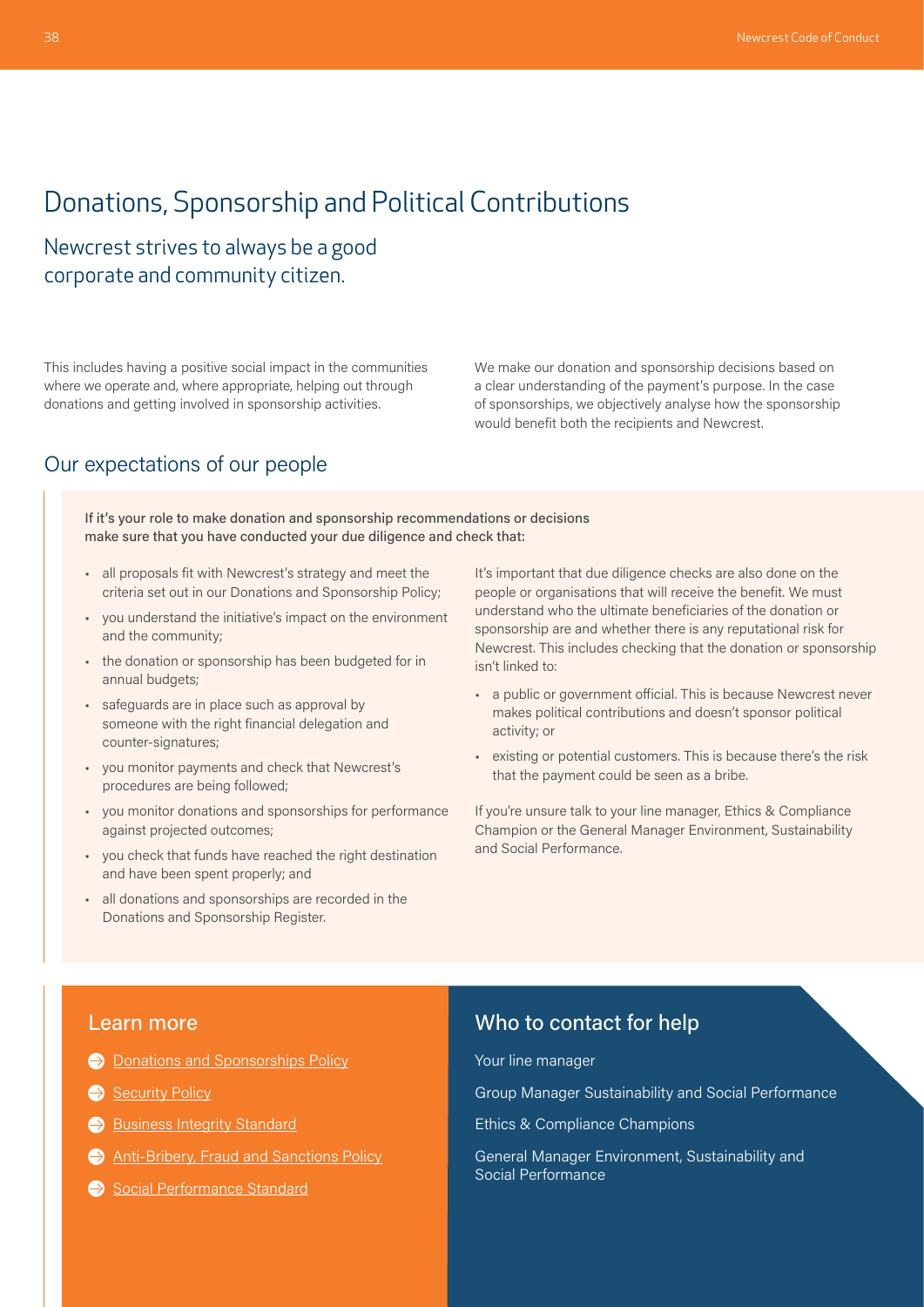# Donations, Sponsorship and Political Contributions

## Newcrest strives to always be a good corporate and community citizen.

This includes having a positive social impact in the communities where we operate and, where appropriate, helping out through donations and getting involved in sponsorship activities.

We make our donation and sponsorship decisions based on a clear understanding of the payment's purpose. In the case of sponsorships, we objectively analyse how the sponsorship would benefit both the recipients and Newcrest.

## Our expectations of our people

If it's your role to make donation and sponsorship recommendations or decisions make sure that you have conducted your due diligence and check that:

- all proposals fit with Newcrest's strategy and meet the criteria set out in our Donations and Sponsorship Policy;
- you understand the initiative's impact on the environment and the community;
- the donation or sponsorship has been budgeted for in annual budgets;
- safeguards are in place such as approval by someone with the right financial delegation and counter-signatures;
- you monitor payments and check that Newcrest's procedures are being followed;
- you monitor donations and sponsorships for performance against projected outcomes;
- you check that funds have reached the right destination and have been spent properly; and
- all donations and sponsorships are recorded in the Donations and Sponsorship Register.

It's important that due diligence checks are also done on the people or organisations that will receive the benefit. We must understand who the ultimate beneficiaries of the donation or sponsorship are and whether there is any reputational risk for Newcrest. This includes checking that the donation or sponsorship isn't linked to:

- a public or government official. This is because Newcrest never makes political contributions and doesn't sponsor political activity; or
- existing or potential customers. This is because there's the risk that the payment could be seen as a bribe.

If you're unsure talk to your line manager, Ethics & Compliance Champion or the General Manager Environment, Sustainability and Social Performance.

## Learn more

- Donations and Sponsorships Policy
- Security Policy
- Business Integrity Standard
- Anti-Bribery, Fraud and Sanctions Policy
- Social Performance Standard

## Who to contact for help

Your line manager

Group Manager Sustainability and Social Performance

Ethics & Compliance Champions

General Manager Environment, Sustainability and Social Performance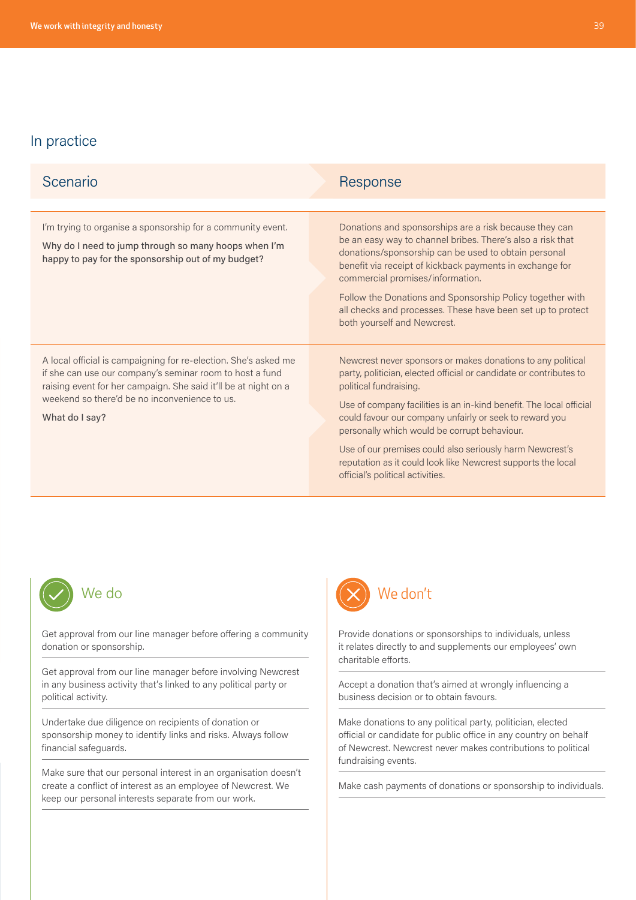## In practice

| Scenario | Response |
|---|---|
| I'm trying to organise a sponsorship for a community event.<br><br>Why do I need to jump through so many hoops when I'm happy to pay for the sponsorship out of my budget? | Donations and sponsorships are a risk because they can be an easy way to channel bribes. There's also a risk that donations/sponsorship can be used to obtain personal benefit via receipt of kickback payments in exchange for commercial promises/information.<br><br>Follow the Donations and Sponsorship Policy together with all checks and processes. These have been set up to protect both yourself and Newcrest. |
| A local official is campaigning for re-election. She's asked me if she can use our company's seminar room to host a fund raising event for her campaign. She said it'll be at night on a weekend so there'd be no inconvenience to us.<br><br>What do I say? | Newcrest never sponsors or makes donations to any political party, politician, elected official or candidate or contributes to political fundraising.<br><br>Use of company facilities is an in-kind benefit. The local official could favour our company unfairly or seek to reward you personally which would be corrupt behaviour.<br><br>Use of our premises could also seriously harm Newcrest's reputation as it could look like Newcrest supports the local official's political activities. |

### We do

- Get approval from our line manager before offering a community donation or sponsorship.
- Get approval from our line manager before involving Newcrest in any business activity that's linked to any political party or political activity.
- Undertake due diligence on recipients of donation or sponsorship money to identify links and risks. Always follow financial safeguards.
- Make sure that our personal interest in an organisation doesn't create a conflict of interest as an employee of Newcrest. We keep our personal interests separate from our work.

### We don't

- Provide donations or sponsorships to individuals, unless it relates directly to and supplements our employees' own charitable efforts.
- Accept a donation that's aimed at wrongly influencing a business decision or to obtain favours.
- Make donations to any political party, politician, elected official or candidate for public office in any country on behalf of Newcrest. Newcrest never makes contributions to political fundraising events.
- Make cash payments of donations or sponsorship to individuals.